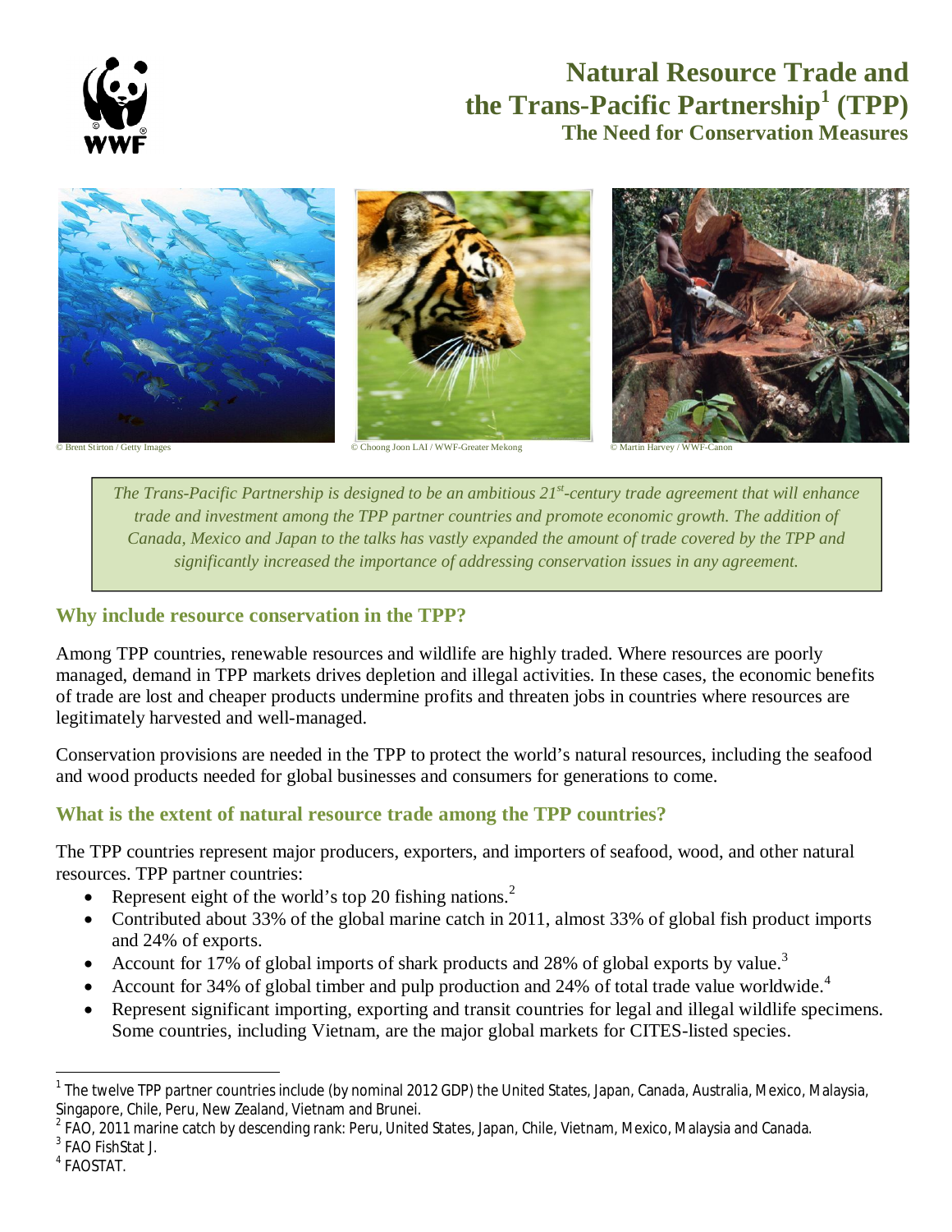# Natural Resource Trade and the Trans-Pacific Partnership[1] (TPP)

## The Need for Conservation Measures

© Brent Stirton / Getty Images © Choong Joon LAI / WWF-Greater Mekong © Martin Harvey / WWF-Canon

*The Trans-Pacific Partnership is designed to be an ambitious 21st-century trade agreement that will enhance trade and investment among the TPP partner countries and promote economic growth. The addition of Canada, Mexico and Japan to the talks has vastly expanded the amount of trade covered by the TPP and significantly increased the importance of addressing conservation issues in any agreement.*

### Why include resource conservation in the TPP?

Among TPP countries, renewable resources and wildlife are highly traded. Where resources are poorly managed, demand in TPP markets drives depletion and illegal activities. In these cases, the economic benefits of trade are lost and cheaper products undermine profits and threaten jobs in countries where resources are legitimately harvested and well-managed.

Conservation provisions are needed in the TPP to protect the world's natural resources, including the seafood and wood products needed for global businesses and consumers for generations to come.

### What is the extent of natural resource trade among the TPP countries?

The TPP countries represent major producers, exporters, and importers of seafood, wood, and other natural resources. TPP partner countries:

- Represent eight of the world's top 20 fishing nations.[2]
- Contributed about 33% of the global marine catch in 2011, almost 33% of global fish product imports and 24% of exports.
- Account for 17% of global imports of shark products and 28% of global exports by value.[3]
- Account for 34% of global timber and pulp production and 24% of total trade value worldwide.[4]
- Represent significant importing, exporting and transit countries for legal and illegal wildlife specimens. Some countries, including Vietnam, are the major global markets for CITES-listed species.

---

[1] The twelve TPP partner countries include (by nominal 2012 GDP) the United States, Japan, Canada, Australia, Mexico, Malaysia, Singapore, Chile, Peru, New Zealand, Vietnam and Brunei.

[2] FAO, 2011 marine catch by descending rank: Peru, United States, Japan, Chile, Vietnam, Mexico, Malaysia and Canada.

[3] FAO FishStat J.

[4] FAOSTAT.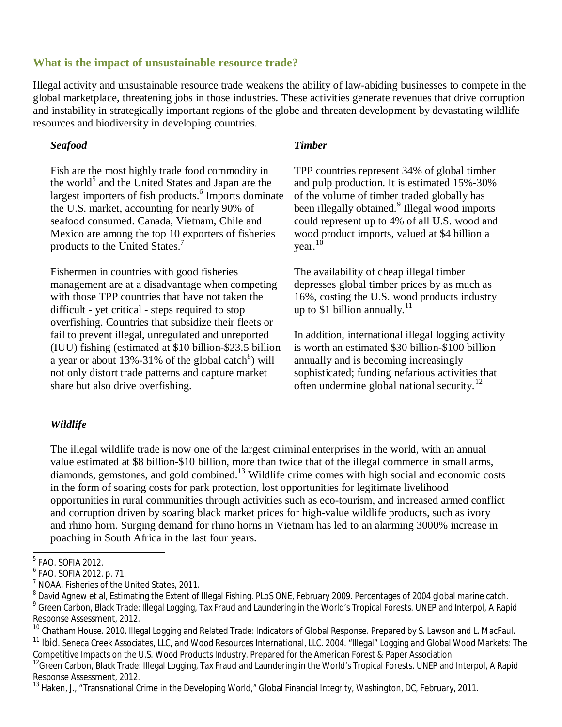## What is the impact of unsustainable resource trade?

Illegal activity and unsustainable resource trade weakens the ability of law-abiding businesses to compete in the global marketplace, threatening jobs in those industries. These activities generate revenues that drive corruption and instability in strategically important regions of the globe and threaten development by devastating wildlife resources and biodiversity in developing countries.

### *Seafood*

Fish are the most highly trade food commodity in the world[5] and the United States and Japan are the largest importers of fish products.[6] Imports dominate the U.S. market, accounting for nearly 90% of seafood consumed. Canada, Vietnam, Chile and Mexico are among the top 10 exporters of fisheries products to the United States.[7]

Fishermen in countries with good fisheries management are at a disadvantage when competing with those TPP countries that have not taken the difficult - yet critical - steps required to stop overfishing. Countries that subsidize their fleets or fail to prevent illegal, unregulated and unreported (IUU) fishing (estimated at $10 billion-$23.5 billion a year or about 13%-31% of the global catch[8]) will not only distort trade patterns and capture market share but also drive overfishing.

### *Timber*

TPP countries represent 34% of global timber and pulp production. It is estimated 15%-30% of the volume of timber traded globally has been illegally obtained.[9] Illegal wood imports could represent up to 4% of all U.S. wood and wood product imports, valued at $4 billion a year.[10]

The availability of cheap illegal timber depresses global timber prices by as much as 16%, costing the U.S. wood products industry up to $1 billion annually.[11]

In addition, international illegal logging activity is worth an estimated $30 billion-$100 billion annually and is becoming increasingly sophisticated; funding nefarious activities that often undermine global national security.[12]

### *Wildlife*

The illegal wildlife trade is now one of the largest criminal enterprises in the world, with an annual value estimated at $8 billion-$10 billion, more than twice that of the illegal commerce in small arms, diamonds, gemstones, and gold combined.[13] Wildlife crime comes with high social and economic costs in the form of soaring costs for park protection, lost opportunities for legitimate livelihood opportunities in rural communities through activities such as eco-tourism, and increased armed conflict and corruption driven by soaring black market prices for high-value wildlife products, such as ivory and rhino horn. Surging demand for rhino horns in Vietnam has led to an alarming 3000% increase in poaching in South Africa in the last four years.

---

[5] FAO. SOFIA 2012.

[6] FAO. SOFIA 2012. p. 71.

[7] NOAA, Fisheries of the United States, 2011.

[8] David Agnew et al, Estimating the Extent of Illegal Fishing. PLoS ONE, February 2009. Percentages of 2004 global marine catch.

[9] Green Carbon, Black Trade: Illegal Logging, Tax Fraud and Laundering in the World's Tropical Forests. UNEP and Interpol, A Rapid Response Assessment, 2012.

[10] Chatham House. 2010. Illegal Logging and Related Trade: Indicators of Global Response. Prepared by S. Lawson and L. MacFaul.

[11] Ibid. Seneca Creek Associates, LLC, and Wood Resources International, LLC. 2004. "Illegal" Logging and Global Wood Markets: The Competitive Impacts on the U.S. Wood Products Industry. Prepared for the American Forest & Paper Association.

[12] Green Carbon, Black Trade: Illegal Logging, Tax Fraud and Laundering in the World's Tropical Forests. UNEP and Interpol, A Rapid Response Assessment, 2012.

[13] Haken, J., "Transnational Crime in the Developing World," Global Financial Integrity, Washington, DC, February, 2011.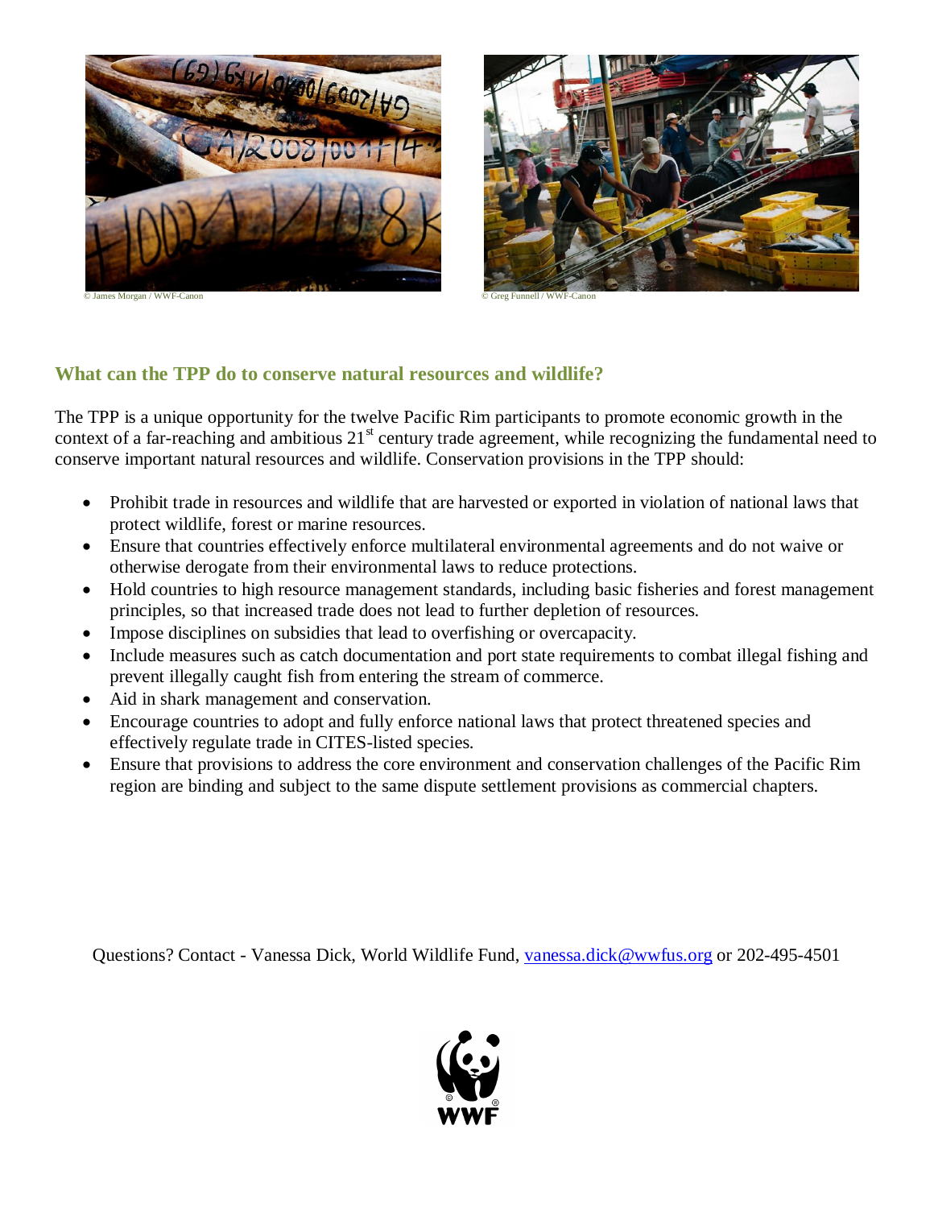© James Morgan / WWF-Canon

© Greg Funnell / WWF-Canon

## What can the TPP do to conserve natural resources and wildlife?

The TPP is a unique opportunity for the twelve Pacific Rim participants to promote economic growth in the context of a far-reaching and ambitious 21st century trade agreement, while recognizing the fundamental need to conserve important natural resources and wildlife. Conservation provisions in the TPP should:

- Prohibit trade in resources and wildlife that are harvested or exported in violation of national laws that protect wildlife, forest or marine resources.
- Ensure that countries effectively enforce multilateral environmental agreements and do not waive or otherwise derogate from their environmental laws to reduce protections.
- Hold countries to high resource management standards, including basic fisheries and forest management principles, so that increased trade does not lead to further depletion of resources.
- Impose disciplines on subsidies that lead to overfishing or overcapacity.
- Include measures such as catch documentation and port state requirements to combat illegal fishing and prevent illegally caught fish from entering the stream of commerce.
- Aid in shark management and conservation.
- Encourage countries to adopt and fully enforce national laws that protect threatened species and effectively regulate trade in CITES-listed species.
- Ensure that provisions to address the core environment and conservation challenges of the Pacific Rim region are binding and subject to the same dispute settlement provisions as commercial chapters.

Questions? Contact - Vanessa Dick, World Wildlife Fund, vanessa.dick@wwfus.org or 202-495-4501

WWF